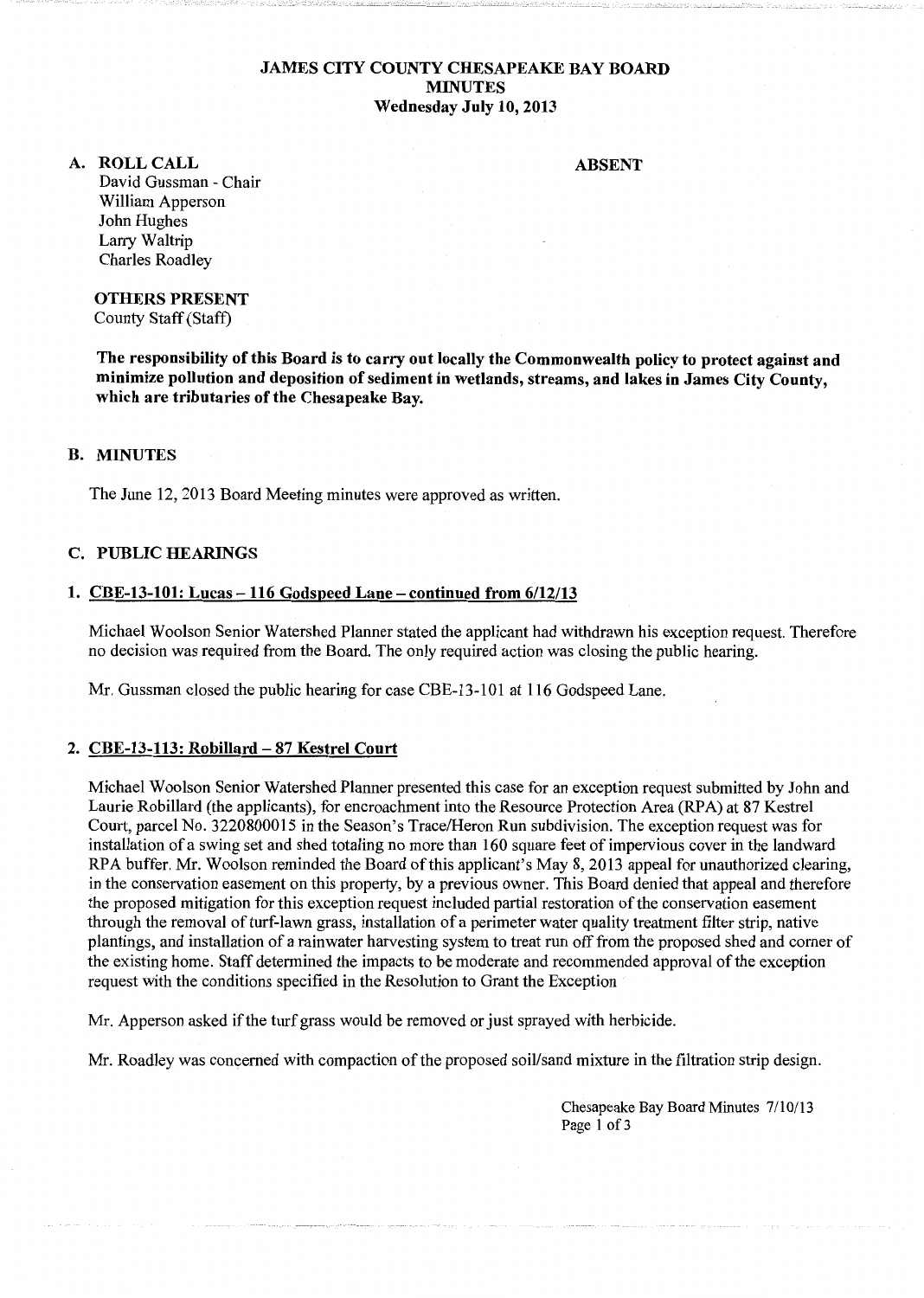# JAMES CITY COUNTY CHESAPEAKE BAY BOARD
# MINUTES
**Wednesday July 10, 2013**

## A. ROLL CALL

**ABSENT**

David Gussman - Chair
William Apperson
John Hughes
Larry Waltrip
Charles Roadley

**OTHERS PRESENT**
County Staff (Staff)

**The responsibility of this Board is to carry out locally the Commonwealth policy to protect against and minimize pollution and deposition of sediment in wetlands, streams, and lakes in James City County, which are tributaries of the Chesapeake Bay.**

## B. MINUTES

The June 12, 2013 Board Meeting minutes were approved as written.

## C. PUBLIC HEARINGS

### 1. CBE-13-101: Lucas – 116 Godspeed Lane – continued from 6/12/13

Michael Woolson Senior Watershed Planner stated the applicant had withdrawn his exception request. Therefore no decision was required from the Board. The only required action was closing the public hearing.

Mr. Gussman closed the public hearing for case CBE-13-101 at 116 Godspeed Lane.

### 2. CBE-13-113: Robillard – 87 Kestrel Court

Michael Woolson Senior Watershed Planner presented this case for an exception request submitted by John and Laurie Robillard (the applicants), for encroachment into the Resource Protection Area (RPA) at 87 Kestrel Court, parcel No. 3220800015 in the Season's Trace/Heron Run subdivision. The exception request was for installation of a swing set and shed totaling no more than 160 square feet of impervious cover in the landward RPA buffer. Mr. Woolson reminded the Board of this applicant's May 8, 2013 appeal for unauthorized clearing, in the conservation easement on this property, by a previous owner. This Board denied that appeal and therefore the proposed mitigation for this exception request included partial restoration of the conservation easement through the removal of turf-lawn grass, installation of a perimeter water quality treatment filter strip, native plantings, and installation of a rainwater harvesting system to treat run off from the proposed shed and corner of the existing home. Staff determined the impacts to be moderate and recommended approval of the exception request with the conditions specified in the Resolution to Grant the Exception

Mr. Apperson asked if the turf grass would be removed or just sprayed with herbicide.

Mr. Roadley was concerned with compaction of the proposed soil/sand mixture in the filtration strip design.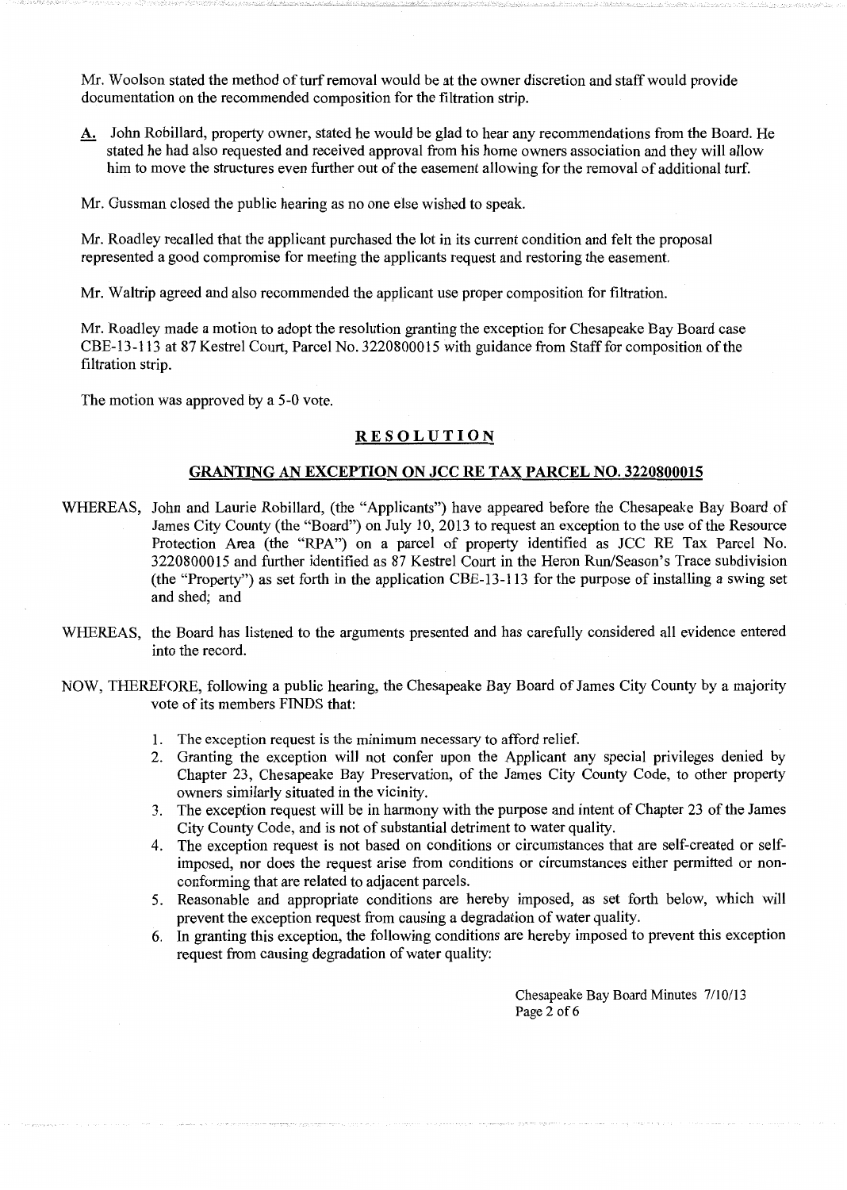Mr. Woolson stated the method of turf removal would be at the owner discretion and staff would provide documentation on the recommended composition for the filtration strip.

**A.** John Robillard, property owner, stated he would be glad to hear any recommendations from the Board. He stated he had also requested and received approval from his home owners association and they will allow him to move the structures even further out of the easement allowing for the removal of additional turf.

Mr. Gussman closed the public hearing as no one else wished to speak.

Mr. Roadley recalled that the applicant purchased the lot in its current condition and felt the proposal represented a good compromise for meeting the applicants request and restoring the easement.

Mr. Waltrip agreed and also recommended the applicant use proper composition for filtration.

Mr. Roadley made a motion to adopt the resolution granting the exception for Chesapeake Bay Board case CBE-13-113 at 87 Kestrel Court, Parcel No. 3220800015 with guidance from Staff for composition of the filtration strip.

The motion was approved by a 5-0 vote.

## RESOLUTION

## GRANTING AN EXCEPTION ON JCC RE TAX PARCEL NO. 3220800015

WHEREAS, John and Laurie Robillard, (the "Applicants") have appeared before the Chesapeake Bay Board of James City County (the "Board") on July 10, 2013 to request an exception to the use of the Resource Protection Area (the "RPA") on a parcel of property identified as JCC RE Tax Parcel No. 3220800015 and further identified as 87 Kestrel Court in the Heron Run/Season's Trace subdivision (the "Property") as set forth in the application CBE-13-113 for the purpose of installing a swing set and shed; and

WHEREAS, the Board has listened to the arguments presented and has carefully considered all evidence entered into the record.

NOW, THEREFORE, following a public hearing, the Chesapeake Bay Board of James City County by a majority vote of its members FINDS that:

1. The exception request is the minimum necessary to afford relief.
2. Granting the exception will not confer upon the Applicant any special privileges denied by Chapter 23, Chesapeake Bay Preservation, of the James City County Code, to other property owners similarly situated in the vicinity.
3. The exception request will be in harmony with the purpose and intent of Chapter 23 of the James City County Code, and is not of substantial detriment to water quality.
4. The exception request is not based on conditions or circumstances that are self-created or self-imposed, nor does the request arise from conditions or circumstances either permitted or non-conforming that are related to adjacent parcels.
5. Reasonable and appropriate conditions are hereby imposed, as set forth below, which will prevent the exception request from causing a degradation of water quality.
6. In granting this exception, the following conditions are hereby imposed to prevent this exception request from causing degradation of water quality: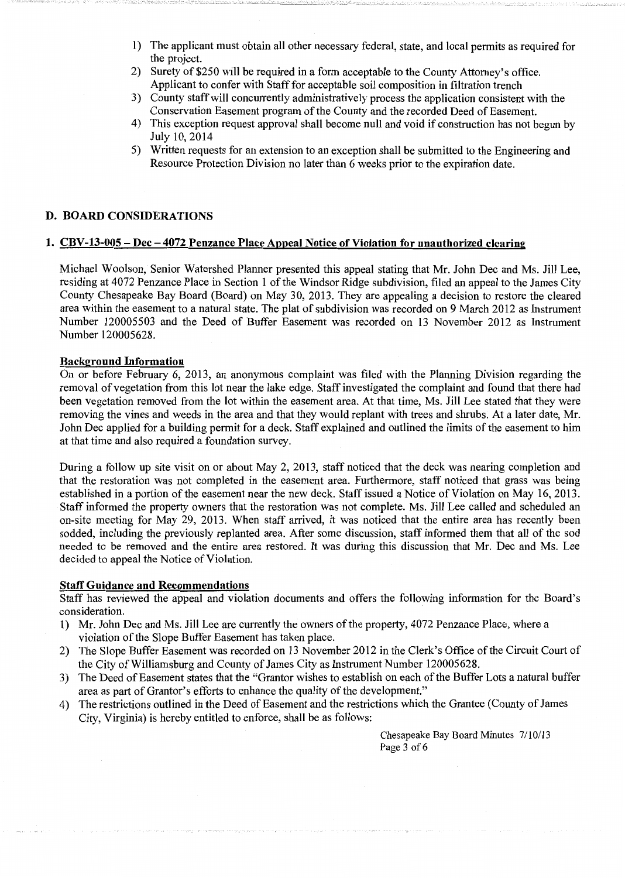1) The applicant must obtain all other necessary federal, state, and local permits as required for the project.
2) Surety of $250 will be required in a form acceptable to the County Attorney's office. Applicant to confer with Staff for acceptable soil composition in filtration trench
3) County staff will concurrently administratively process the application consistent with the Conservation Easement program of the County and the recorded Deed of Easement.
4) This exception request approval shall become null and void if construction has not begun by July 10, 2014
5) Written requests for an extension to an exception shall be submitted to the Engineering and Resource Protection Division no later than 6 weeks prior to the expiration date.

## D. BOARD CONSIDERATIONS

### 1. CBV-13-005 – Dec – 4072 Penzance Place Appeal Notice of Violation for unauthorized clearing

Michael Woolson, Senior Watershed Planner presented this appeal stating that Mr. John Dec and Ms. Jill Lee, residing at 4072 Penzance Place in Section 1 of the Windsor Ridge subdivision, filed an appeal to the James City County Chesapeake Bay Board (Board) on May 30, 2013. They are appealing a decision to restore the cleared area within the easement to a natural state. The plat of subdivision was recorded on 9 March 2012 as Instrument Number 120005503 and the Deed of Buffer Easement was recorded on 13 November 2012 as Instrument Number 120005628.

**Background Information**

On or before February 6, 2013, an anonymous complaint was filed with the Planning Division regarding the removal of vegetation from this lot near the lake edge. Staff investigated the complaint and found that there had been vegetation removed from the lot within the easement area. At that time, Ms. Jill Lee stated that they were removing the vines and weeds in the area and that they would replant with trees and shrubs. At a later date, Mr. John Dec applied for a building permit for a deck. Staff explained and outlined the limits of the easement to him at that time and also required a foundation survey.

During a follow up site visit on or about May 2, 2013, staff noticed that the deck was nearing completion and that the restoration was not completed in the easement area. Furthermore, staff noticed that grass was being established in a portion of the easement near the new deck. Staff issued a Notice of Violation on May 16, 2013. Staff informed the property owners that the restoration was not complete. Ms. Jill Lee called and scheduled an on-site meeting for May 29, 2013. When staff arrived, it was noticed that the entire area has recently been sodded, including the previously replanted area. After some discussion, staff informed them that all of the sod needed to be removed and the entire area restored. It was during this discussion that Mr. Dec and Ms. Lee decided to appeal the Notice of Violation.

**Staff Guidance and Recommendations**

Staff has reviewed the appeal and violation documents and offers the following information for the Board's consideration.

1) Mr. John Dec and Ms. Jill Lee are currently the owners of the property, 4072 Penzance Place, where a violation of the Slope Buffer Easement has taken place.
2) The Slope Buffer Easement was recorded on 13 November 2012 in the Clerk's Office of the Circuit Court of the City of Williamsburg and County of James City as Instrument Number 120005628.
3) The Deed of Easement states that the "Grantor wishes to establish on each of the Buffer Lots a natural buffer area as part of Grantor's efforts to enhance the quality of the development."
4) The restrictions outlined in the Deed of Easement and the restrictions which the Grantee (County of James City, Virginia) is hereby entitled to enforce, shall be as follows: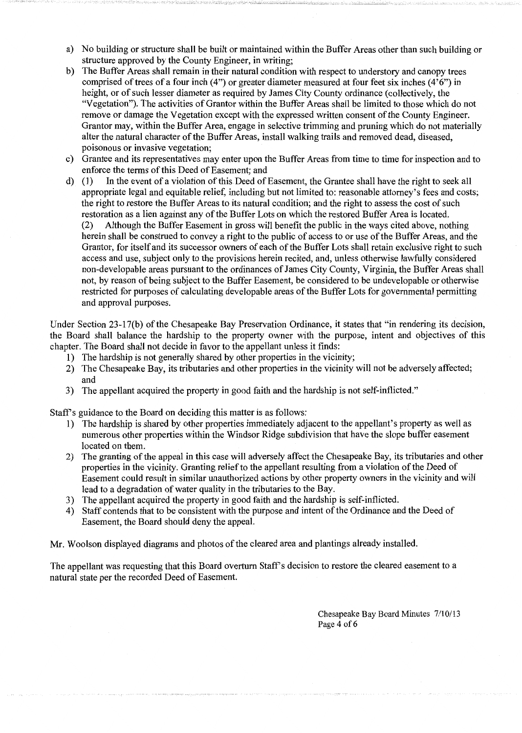a) No building or structure shall be built or maintained within the Buffer Areas other than such building or structure approved by the County Engineer, in writing;

b) The Buffer Areas shall remain in their natural condition with respect to understory and canopy trees comprised of trees of a four inch (4") or greater diameter measured at four feet six inches (4'6") in height, or of such lesser diameter as required by James City County ordinance (collectively, the "Vegetation"). The activities of Grantor within the Buffer Areas shall be limited to those which do not remove or damage the Vegetation except with the expressed written consent of the County Engineer. Grantor may, within the Buffer Area, engage in selective trimming and pruning which do not materially alter the natural character of the Buffer Areas, install walking trails and removed dead, diseased, poisonous or invasive vegetation;

c) Grantee and its representatives may enter upon the Buffer Areas from time to time for inspection and to enforce the terms of this Deed of Easement; and

d) (1) In the event of a violation of this Deed of Easement, the Grantee shall have the right to seek all appropriate legal and equitable relief, including but not limited to: reasonable attorney's fees and costs; the right to restore the Buffer Areas to its natural condition; and the right to assess the cost of such restoration as a lien against any of the Buffer Lots on which the restored Buffer Area is located.
(2) Although the Buffer Easement in gross will benefit the public in the ways cited above, nothing herein shall be construed to convey a right to the public of access to or use of the Buffer Areas, and the Grantor, for itself and its successor owners of each of the Buffer Lots shall retain exclusive right to such access and use, subject only to the provisions herein recited, and, unless otherwise lawfully considered non-developable areas pursuant to the ordinances of James City County, Virginia, the Buffer Areas shall not, by reason of being subject to the Buffer Easement, be considered to be undevelopable or otherwise restricted for purposes of calculating developable areas of the Buffer Lots for governmental permitting and approval purposes.

Under Section 23-17(b) of the Chesapeake Bay Preservation Ordinance, it states that "in rendering its decision, the Board shall balance the hardship to the property owner with the purpose, intent and objectives of this chapter. The Board shall not decide in favor to the appellant unless it finds:

1) The hardship is not generally shared by other properties in the vicinity;
2) The Chesapeake Bay, its tributaries and other properties in the vicinity will not be adversely affected; and
3) The appellant acquired the property in good faith and the hardship is not self-inflicted."

Staff's guidance to the Board on deciding this matter is as follows:

1) The hardship is shared by other properties immediately adjacent to the appellant's property as well as numerous other properties within the Windsor Ridge subdivision that have the slope buffer easement located on them.
2) The granting of the appeal in this case will adversely affect the Chesapeake Bay, its tributaries and other properties in the vicinity. Granting relief to the appellant resulting from a violation of the Deed of Easement could result in similar unauthorized actions by other property owners in the vicinity and will lead to a degradation of water quality in the tributaries to the Bay.
3) The appellant acquired the property in good faith and the hardship is self-inflicted.
4) Staff contends that to be consistent with the purpose and intent of the Ordinance and the Deed of Easement, the Board should deny the appeal.

Mr. Woolson displayed diagrams and photos of the cleared area and plantings already installed.

The appellant was requesting that this Board overturn Staff's decision to restore the cleared easement to a natural state per the recorded Deed of Easement.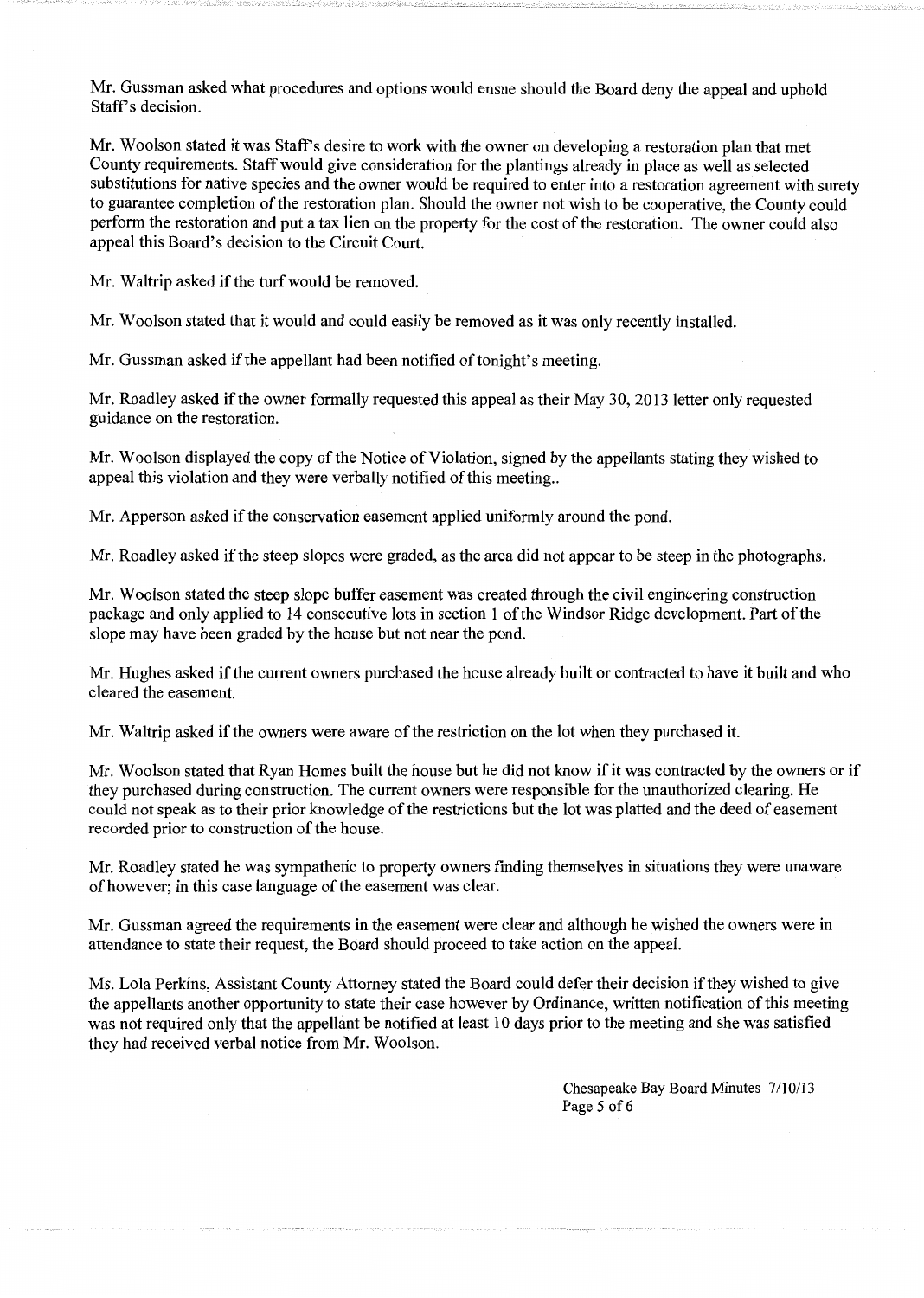Mr. Gussman asked what procedures and options would ensue should the Board deny the appeal and uphold Staff's decision.

Mr. Woolson stated it was Staff's desire to work with the owner on developing a restoration plan that met County requirements. Staff would give consideration for the plantings already in place as well as selected substitutions for native species and the owner would be required to enter into a restoration agreement with surety to guarantee completion of the restoration plan. Should the owner not wish to be cooperative, the County could perform the restoration and put a tax lien on the property for the cost of the restoration. The owner could also appeal this Board's decision to the Circuit Court.

Mr. Waltrip asked if the turf would be removed.

Mr. Woolson stated that it would and could easily be removed as it was only recently installed.

Mr. Gussman asked if the appellant had been notified of tonight's meeting.

Mr. Roadley asked if the owner formally requested this appeal as their May 30, 2013 letter only requested guidance on the restoration.

Mr. Woolson displayed the copy of the Notice of Violation, signed by the appellants stating they wished to appeal this violation and they were verbally notified of this meeting..

Mr. Apperson asked if the conservation easement applied uniformly around the pond.

Mr. Roadley asked if the steep slopes were graded, as the area did not appear to be steep in the photographs.

Mr. Woolson stated the steep slope buffer easement was created through the civil engineering construction package and only applied to 14 consecutive lots in section 1 of the Windsor Ridge development. Part of the slope may have been graded by the house but not near the pond.

Mr. Hughes asked if the current owners purchased the house already built or contracted to have it built and who cleared the easement.

Mr. Waltrip asked if the owners were aware of the restriction on the lot when they purchased it.

Mr. Woolson stated that Ryan Homes built the house but he did not know if it was contracted by the owners or if they purchased during construction. The current owners were responsible for the unauthorized clearing. He could not speak as to their prior knowledge of the restrictions but the lot was platted and the deed of easement recorded prior to construction of the house.

Mr. Roadley stated he was sympathetic to property owners finding themselves in situations they were unaware of however; in this case language of the easement was clear.

Mr. Gussman agreed the requirements in the easement were clear and although he wished the owners were in attendance to state their request, the Board should proceed to take action on the appeal.

Ms. Lola Perkins, Assistant County Attorney stated the Board could defer their decision if they wished to give the appellants another opportunity to state their case however by Ordinance, written notification of this meeting was not required only that the appellant be notified at least 10 days prior to the meeting and she was satisfied they had received verbal notice from Mr. Woolson.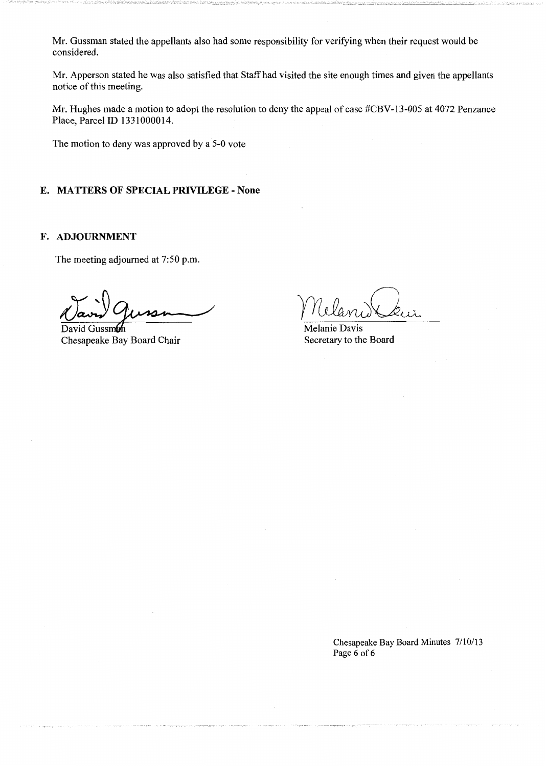Mr. Gussman stated the appellants also had some responsibility for verifying when their request would be considered.

Mr. Apperson stated he was also satisfied that Staff had visited the site enough times and given the appellants notice of this meeting.

Mr. Hughes made a motion to adopt the resolution to deny the appeal of case #CBV-13-005 at 4072 Penzance Place, Parcel ID 1331000014.

The motion to deny was approved by a 5-0 vote

## E. MATTERS OF SPECIAL PRIVILEGE - None

## F. ADJOURNMENT

The meeting adjourned at 7:50 p.m.

David Gussman
Chesapeake Bay Board Chair

Melanie Davis
Secretary to the Board